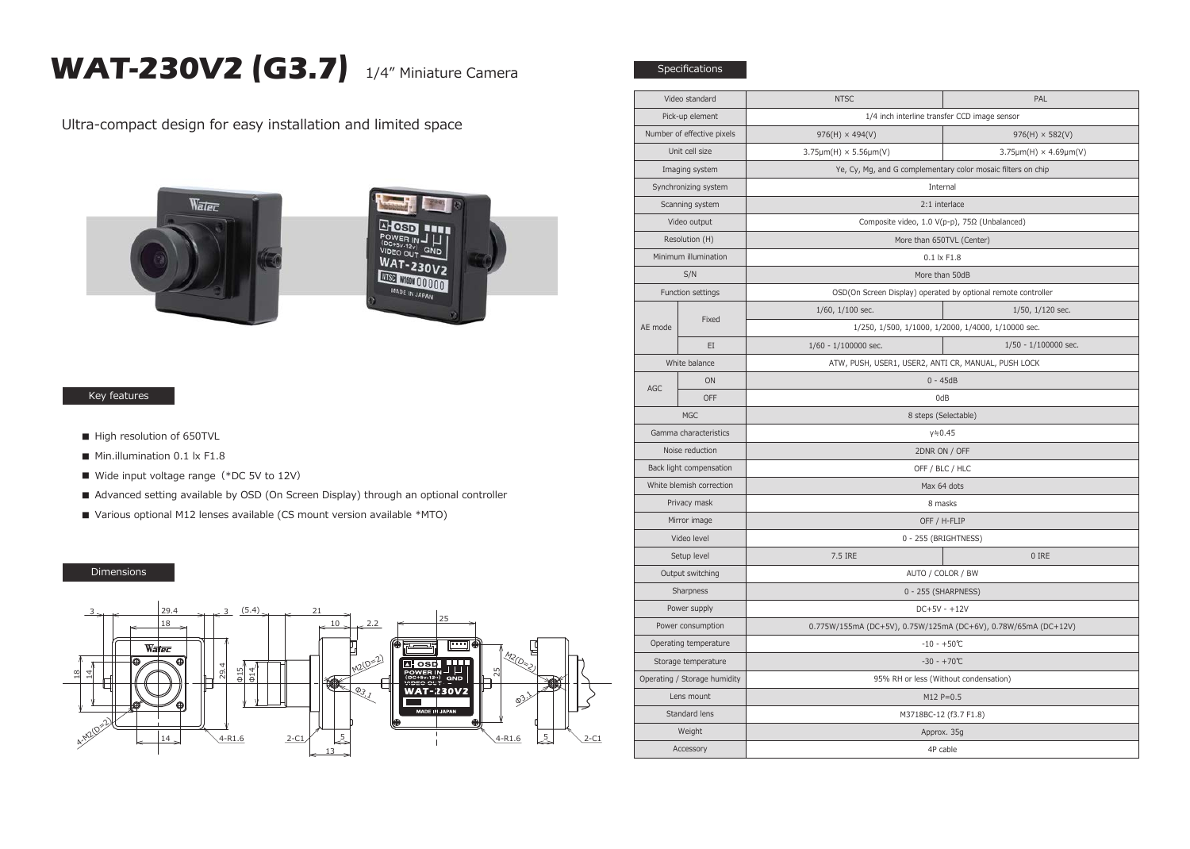# WAT-230V2 (G3.7) 1/4" Miniature Camera

Ultra-compact design for easy installation and limited space

## Key features

- High resolution of 650TVL
- Min.illumination 0.1 lx F1.8
- Wide input voltage range（*DC 5V to 12V）
- Advanced setting available by OSD (On Screen Display) through an optional controller
- Various optional M12 lenses available (CS mount version available *MTO)

## Dimensions

## Specifications

| Video standard | | NTSC | PAL |
|---|---|---|---|
| Pick-up element | | 1/4 inch interline transfer CCD image sensor | |
| Number of effective pixels | | 976(H) × 494(V) | 976(H) × 582(V) |
| Unit cell size | | 3.75μm(H) × 5.56μm(V) | 3.75μm(H) × 4.69μm(V) |
| Imaging system | | Ye, Cy, Mg, and G complementary color mosaic filters on chip | |
| Synchronizing system | | Internal | |
| Scanning system | | 2:1 interlace | |
| Video output | | Composite video, 1.0 V(p-p), 75Ω (Unbalanced) | |
| Resolution (H) | | More than 650TVL (Center) | |
| Minimum illumination | | 0.1 lx F1.8 | |
| S/N | | More than 50dB | |
| Function settings | | OSD(On Screen Display) operated by optional remote controller | |
| AE mode | Fixed | 1/60, 1/100 sec. | 1/50, 1/120 sec. |
| | | 1/250, 1/500, 1/1000, 1/2000, 1/4000, 1/10000 sec. | |
| | EI | 1/60 - 1/100000 sec. | 1/50 - 1/100000 sec. |
| White balance | | ATW, PUSH, USER1, USER2, ANTI CR, MANUAL, PUSH LOCK | |
| AGC | ON | 0 - 45dB | |
| | OFF | 0dB | |
| MGC | | 8 steps (Selectable) | |
| Gamma characteristics | | γ≒0.45 | |
| Noise reduction | | 2DNR ON / OFF | |
| Back light compensation | | OFF / BLC / HLC | |
| White blemish correction | | Max 64 dots | |
| Privacy mask | | 8 masks | |
| Mirror image | | OFF / H-FLIP | |
| Video level | | 0 - 255 (BRIGHTNESS) | |
| Setup level | | 7.5 IRE | 0 IRE |
| Output switching | | AUTO / COLOR / BW | |
| Sharpness | | 0 - 255 (SHARPNESS) | |
| Power supply | | DC+5V - +12V | |
| Power consumption | | 0.775W/155mA (DC+5V), 0.75W/125mA (DC+6V), 0.78W/65mA (DC+12V) | |
| Operating temperature | | -10 - +50℃ | |
| Storage temperature | | -30 - +70℃ | |
| Operating / Storage humidity | | 95% RH or less (Without condensation) | |
| Lens mount | | M12 P=0.5 | |
| Standard lens | | M3718BC-12 (f3.7 F1.8) | |
| Weight | | Approx. 35g | |
| Accessory | | 4P cable | |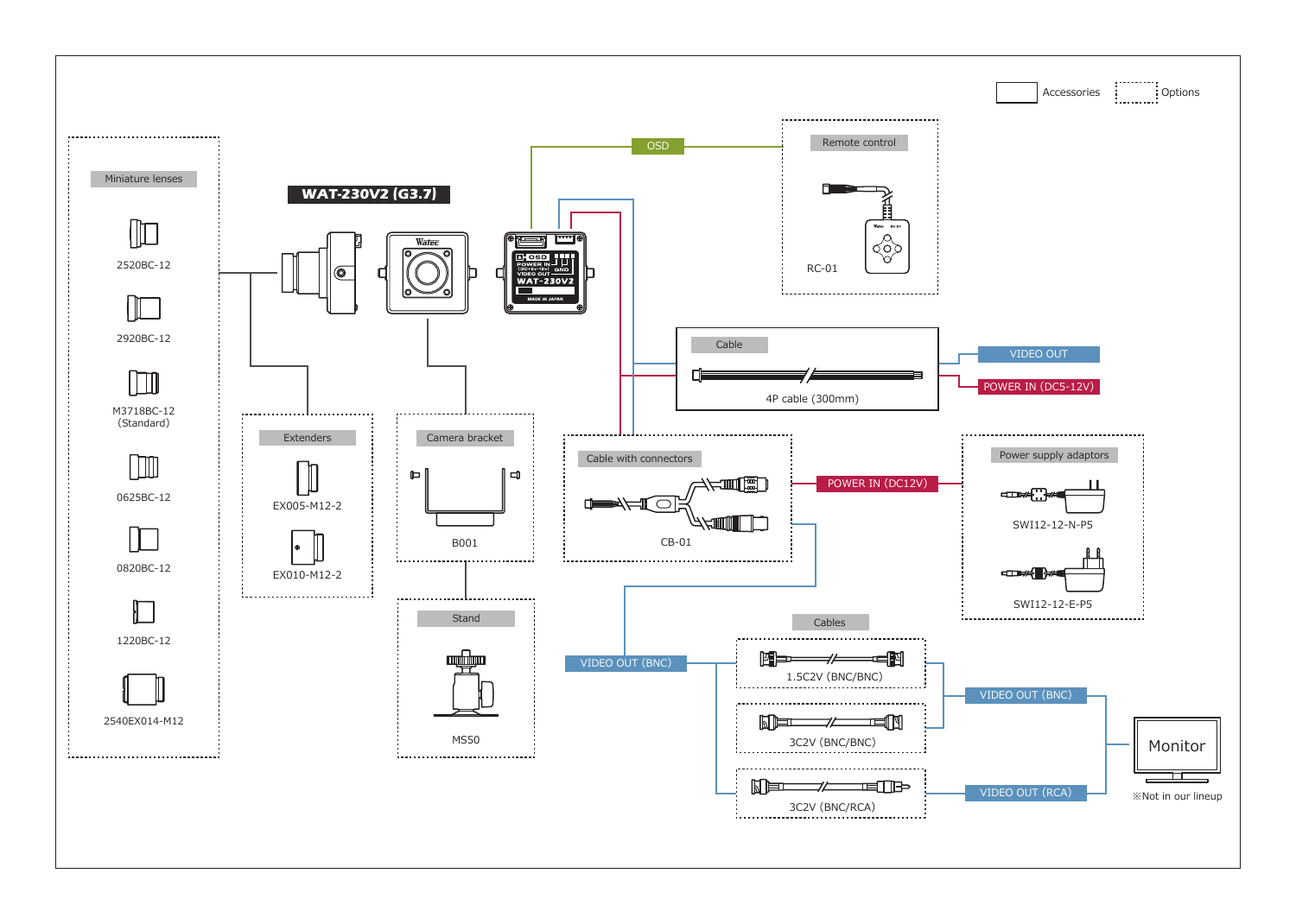Accessories
Options

# WAT-230V2 (G3.7)

## Miniature lenses

2520BC-12

2920BC-12

M3718BC-12
(Standard)

0625BC-12

0820BC-12

1220BC-12

2540EX014-M12

## Extenders

EX005-M12-2

EX010-M12-2

## Camera bracket

B001

## Stand

MS50

OSD

## Remote control

RC-01

## Cable

4P cable (300mm)

VIDEO OUT

POWER IN (DC5-12V)

## Cable with connectors

CB-01

POWER IN (DC12V)

## Power supply adaptors

SWI12-12-N-P5

SWI12-12-E-P5

VIDEO OUT (BNC)

## Cables

1.5C2V (BNC/BNC)

3C2V (BNC/BNC)

3C2V (BNC/RCA)

VIDEO OUT (BNC)

VIDEO OUT (RCA)

Monitor

※Not in our lineup